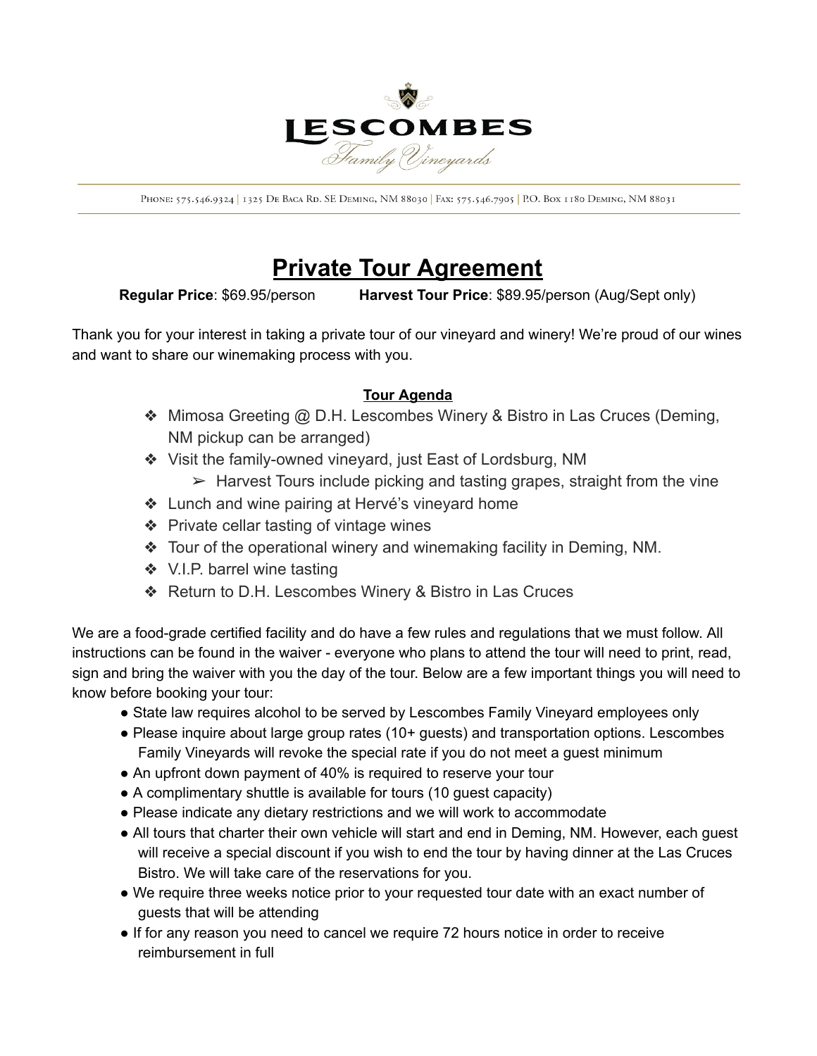LESCOMBES
Family Vineyards

Phone: 575.546.9324 | 1325 De Baca Rd. SE Deming, NM 88030 | Fax: 575.546.7905 | P.O. Box 1180 Deming, NM 88031

# Private Tour Agreement

**Regular Price**: $69.95/person **Harvest Tour Price**: $89.95/person (Aug/Sept only)

Thank you for your interest in taking a private tour of our vineyard and winery! We're proud of our wines and want to share our winemaking process with you.

## Tour Agenda

- Mimosa Greeting @ D.H. Lescombes Winery & Bistro in Las Cruces (Deming, NM pickup can be arranged)
- Visit the family-owned vineyard, just East of Lordsburg, NM
  - Harvest Tours include picking and tasting grapes, straight from the vine
- Lunch and wine pairing at Hervé's vineyard home
- Private cellar tasting of vintage wines
- Tour of the operational winery and winemaking facility in Deming, NM.
- V.I.P. barrel wine tasting
- Return to D.H. Lescombes Winery & Bistro in Las Cruces

We are a food-grade certified facility and do have a few rules and regulations that we must follow. All instructions can be found in the waiver - everyone who plans to attend the tour will need to print, read, sign and bring the waiver with you the day of the tour. Below are a few important things you will need to know before booking your tour:

- State law requires alcohol to be served by Lescombes Family Vineyard employees only
- Please inquire about large group rates (10+ guests) and transportation options. Lescombes Family Vineyards will revoke the special rate if you do not meet a guest minimum
- An upfront down payment of 40% is required to reserve your tour
- A complimentary shuttle is available for tours (10 guest capacity)
- Please indicate any dietary restrictions and we will work to accommodate
- All tours that charter their own vehicle will start and end in Deming, NM. However, each guest will receive a special discount if you wish to end the tour by having dinner at the Las Cruces Bistro. We will take care of the reservations for you.
- We require three weeks notice prior to your requested tour date with an exact number of guests that will be attending
- If for any reason you need to cancel we require 72 hours notice in order to receive reimbursement in full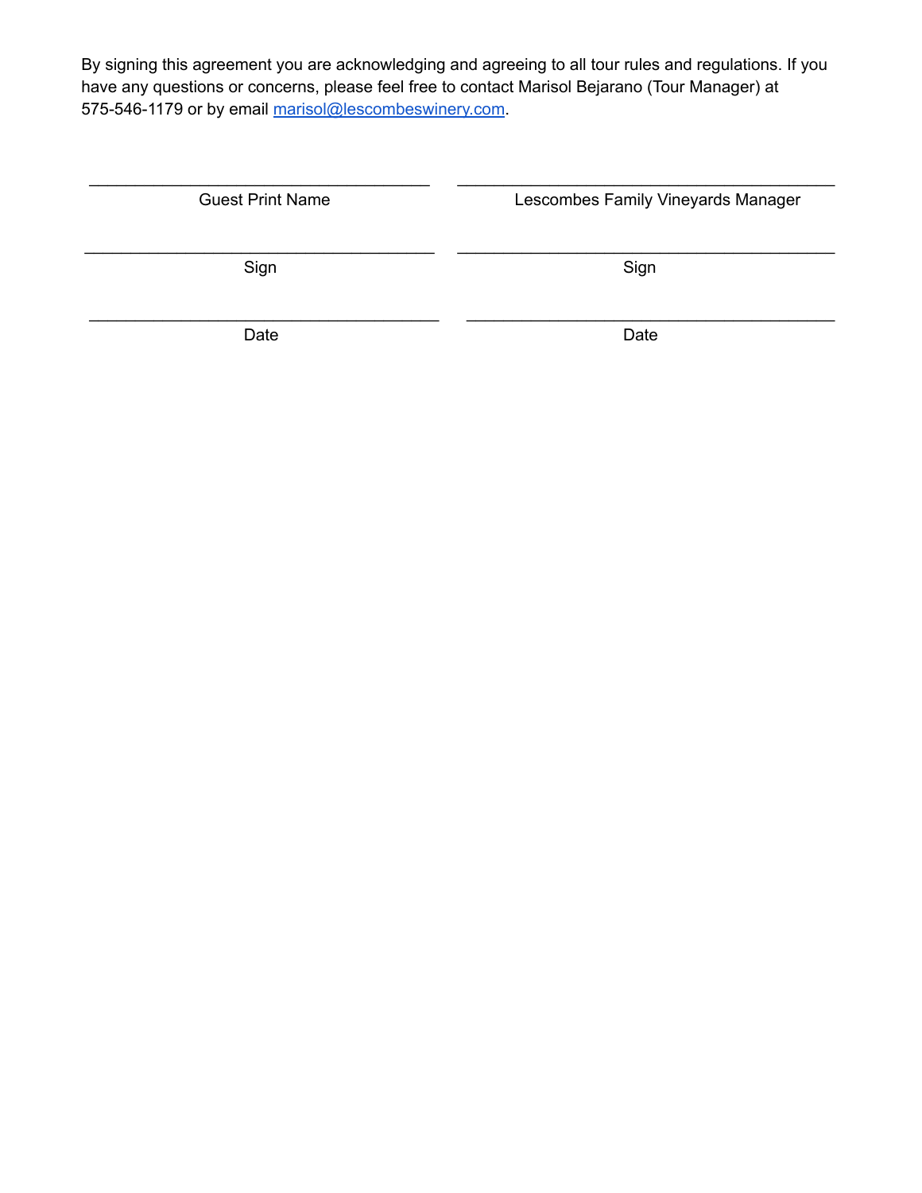By signing this agreement you are acknowledging and agreeing to all tour rules and regulations. If you have any questions or concerns, please feel free to contact Marisol Bejarano (Tour Manager) at 575-546-1179 or by email marisol@lescombeswinery.com.

| | |
|---|---|
| ______________________________ | ______________________________ |
| Guest Print Name | Lescombes Family Vineyards Manager |
| ______________________________ | ______________________________ |
| Sign | Sign |
| ______________________________ | ______________________________ |
| Date | Date |